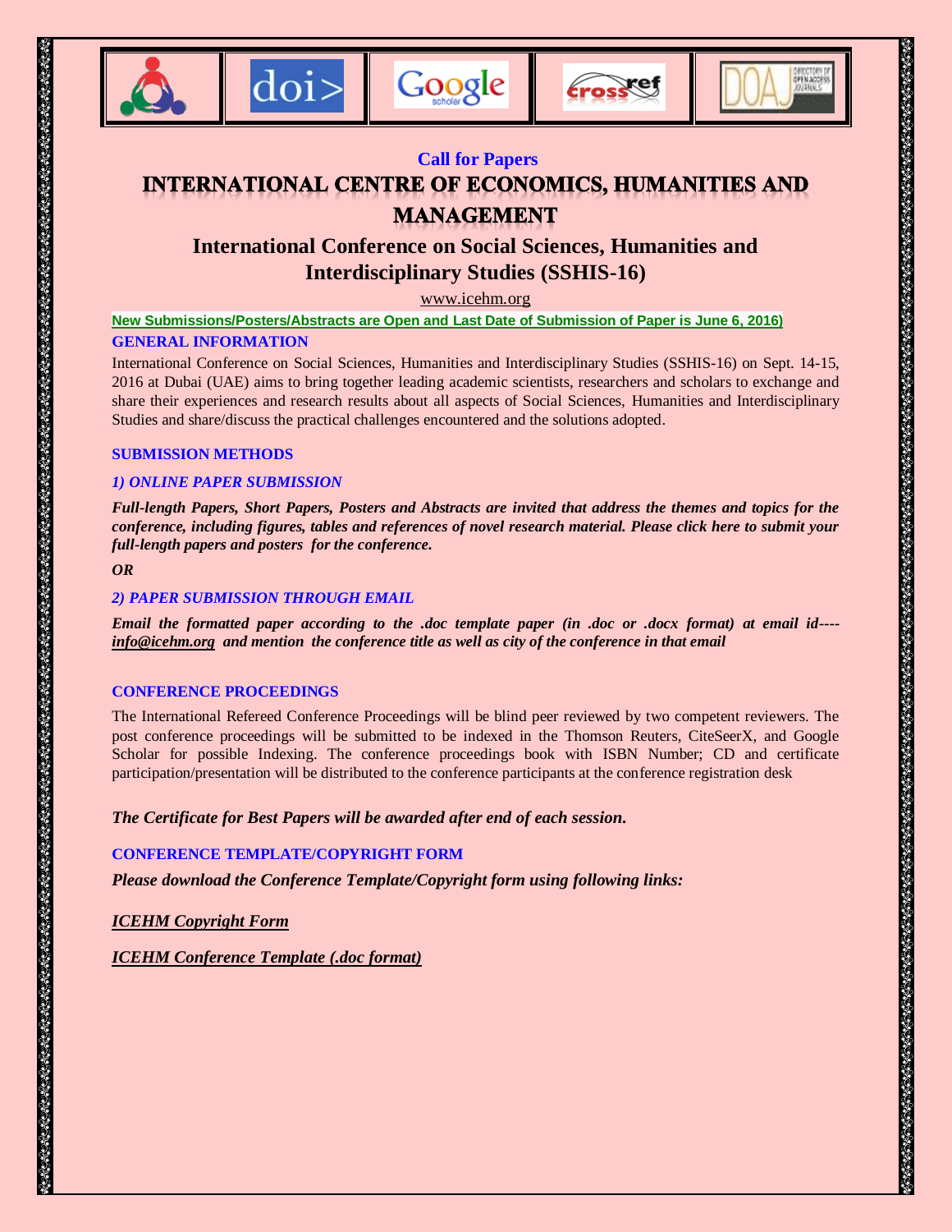**Call for Papers**

# INTERNATIONAL CENTRE OF ECONOMICS, HUMANITIES AND MANAGEMENT

## International Conference on Social Sciences, Humanities and Interdisciplinary Studies (SSHIS-16)

www.icehm.org

**New Submissions/Posters/Abstracts are Open and Last Date of Submission of Paper is June 6, 2016)**

### GENERAL INFORMATION

International Conference on Social Sciences, Humanities and Interdisciplinary Studies (SSHIS-16) on Sept. 14-15, 2016 at Dubai (UAE) aims to bring together leading academic scientists, researchers and scholars to exchange and share their experiences and research results about all aspects of Social Sciences, Humanities and Interdisciplinary Studies and share/discuss the practical challenges encountered and the solutions adopted.

### SUBMISSION METHODS

***1) ONLINE PAPER SUBMISSION***

***Full-length Papers, Short Papers, Posters and Abstracts are invited that address the themes and topics for the conference, including figures, tables and references of novel research material. Please click here to submit your full-length papers and posters for the conference.***

***OR***

***2) PAPER SUBMISSION THROUGH EMAIL***

***Email the formatted paper according to the .doc template paper (in .doc or .docx format) at email id---- info@icehm.org and mention the conference title as well as city of the conference in that email***

### CONFERENCE PROCEEDINGS

The International Refereed Conference Proceedings will be blind peer reviewed by two competent reviewers. The post conference proceedings will be submitted to be indexed in the Thomson Reuters, CiteSeerX, and Google Scholar for possible Indexing. The conference proceedings book with ISBN Number; CD and certificate participation/presentation will be distributed to the conference participants at the conference registration desk

***The Certificate for Best Papers will be awarded after end of each session.***

### CONFERENCE TEMPLATE/COPYRIGHT FORM

***Please download the Conference Template/Copyright form using following links:***

***ICEHM Copyright Form***

***ICEHM Conference Template (.doc format)***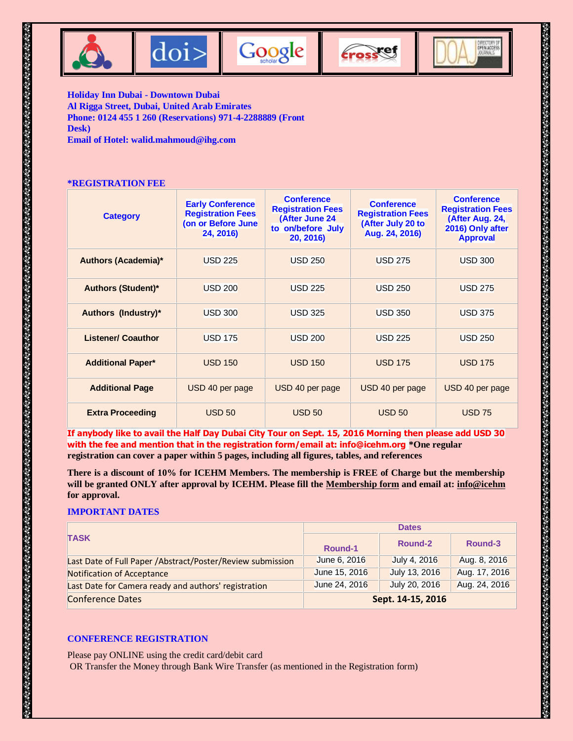**Holiday Inn Dubai - Downtown Dubai**
**Al Rigga Street, Dubai, United Arab Emirates**
**Phone: 0124 455 1 260 (Reservations) 971-4-2288889 (Front Desk)**
**Email of Hotel: walid.mahmoud@ihg.com**

## *REGISTRATION FEE

| Category | Early Conference Registration Fees (on or Before June 24, 2016) | Conference Registration Fees (After June 24 to on/before July 20, 2016) | Conference Registration Fees (After July 20 to Aug. 24, 2016) | Conference Registration Fees (After Aug. 24, 2016) Only after Approval |
|---|---|---|---|---|
| **Authors (Academia)*** | USD 225 | USD 250 | USD 275 | USD 300 |
| **Authors (Student)*** | USD 200 | USD 225 | USD 250 | USD 275 |
| **Authors (Industry)*** | USD 300 | USD 325 | USD 350 | USD 375 |
| **Listener/ Coauthor** | USD 175 | USD 200 | USD 225 | USD 250 |
| **Additional Paper*** | USD 150 | USD 150 | USD 175 | USD 175 |
| **Additional Page** | USD 40 per page | USD 40 per page | USD 40 per page | USD 40 per page |
| **Extra Proceeding** | USD 50 | USD 50 | USD 50 | USD 75 |

**If anybody like to avail the Half Day Dubai City Tour on Sept. 15, 2016 Morning then please add USD 30 with the fee and mention that in the registration form/email at: info@icehm.org** ***One regular registration can cover a paper within 5 pages, including all figures, tables, and references**

**There is a discount of 10% for ICEHM Members. The membership is FREE of Charge but the membership will be granted ONLY after approval by ICEHM. Please fill the Membership form and email at: info@icehm for approval.**

## IMPORTANT DATES

| TASK | Dates | | |
|---|---|---|---|
| | Round-1 | Round-2 | Round-3 |
| Last Date of Full Paper /Abstract/Poster/Review submission | June 6, 2016 | July 4, 2016 | Aug. 8, 2016 |
| Notification of Acceptance | June 15, 2016 | July 13, 2016 | Aug. 17, 2016 |
| Last Date for Camera ready and authors' registration | June 24, 2016 | July 20, 2016 | Aug. 24, 2016 |
| Conference Dates | **Sept. 14-15, 2016** | | |

## CONFERENCE REGISTRATION

Please pay ONLINE using the credit card/debit card
OR Transfer the Money through Bank Wire Transfer (as mentioned in the Registration form)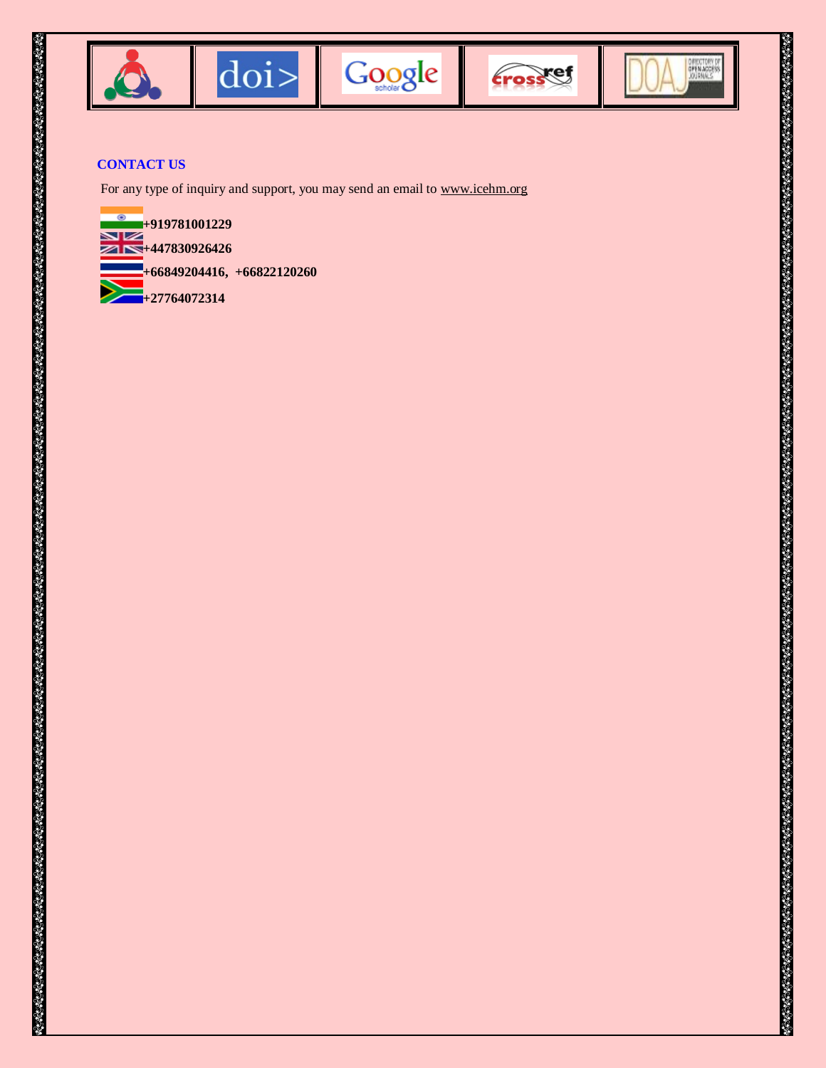## CONTACT US

For any type of inquiry and support, you may send an email to www.icehm.org

**+919781001229**

**+447830926426**

**+66849204416, +66822120260**

**+27764072314**